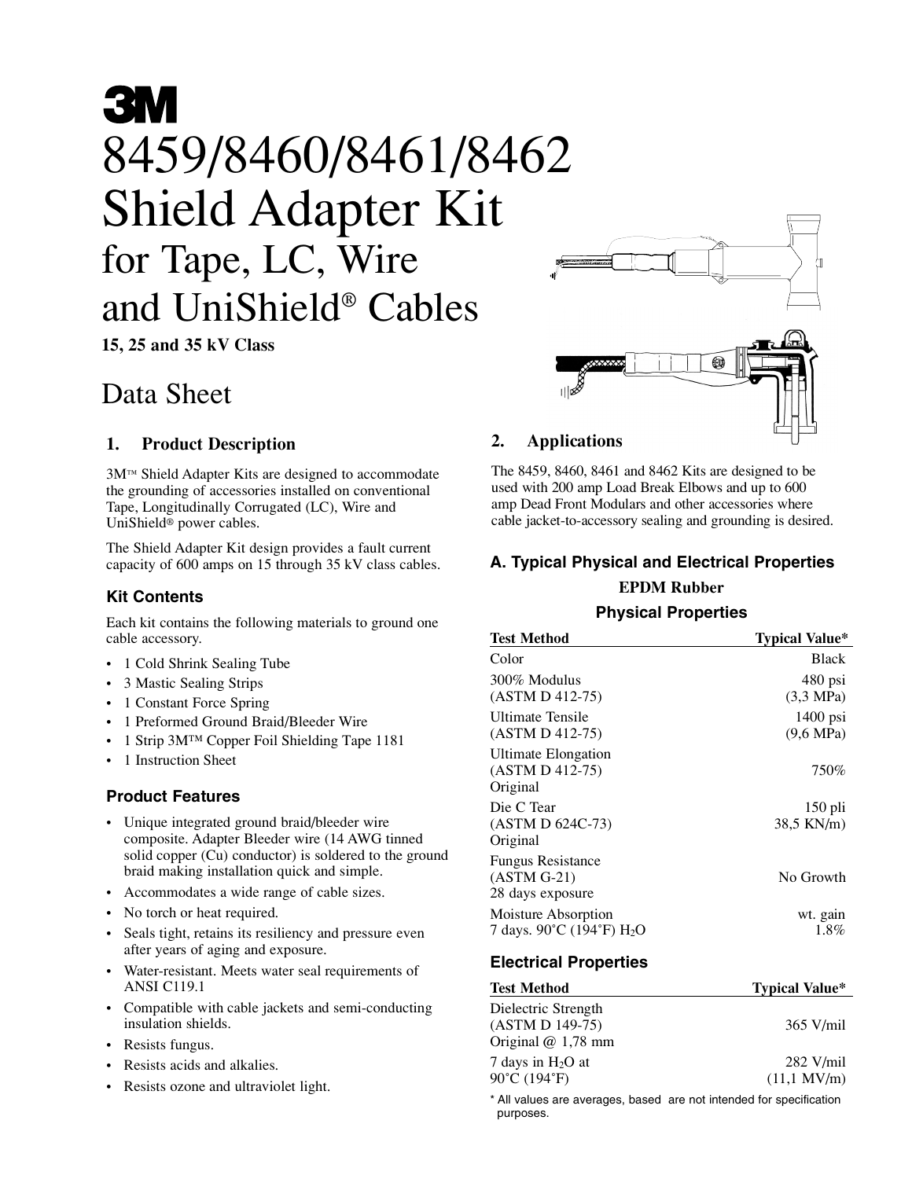# 3M

# 8459/8460/8461/8462 Shield Adapter Kit for Tape, LC, Wire and UniShield® Cables

**15, 25 and 35 kV Class**

## Data Sheet

### 1. Product Description

3M™ Shield Adapter Kits are designed to accommodate the grounding of accessories installed on conventional Tape, Longitudinally Corrugated (LC), Wire and UniShield® power cables.

The Shield Adapter Kit design provides a fault current capacity of 600 amps on 15 through 35 kV class cables.

#### Kit Contents

Each kit contains the following materials to ground one cable accessory.

- 1 Cold Shrink Sealing Tube
- 3 Mastic Sealing Strips
- 1 Constant Force Spring
- 1 Preformed Ground Braid/Bleeder Wire
- 1 Strip 3M™ Copper Foil Shielding Tape 1181
- 1 Instruction Sheet

#### Product Features

- Unique integrated ground braid/bleeder wire composite. Adapter Bleeder wire (14 AWG tinned solid copper (Cu) conductor) is soldered to the ground braid making installation quick and simple.
- Accommodates a wide range of cable sizes.
- No torch or heat required.
- Seals tight, retains its resiliency and pressure even after years of aging and exposure.
- Water-resistant. Meets water seal requirements of ANSI C119.1
- Compatible with cable jackets and semi-conducting insulation shields.
- Resists fungus.
- Resists acids and alkalies.
- Resists ozone and ultraviolet light.

### 2. Applications

The 8459, 8460, 8461 and 8462 Kits are designed to be used with 200 amp Load Break Elbows and up to 600 amp Dead Front Modulars and other accessories where cable jacket-to-accessory sealing and grounding is desired.

#### A. Typical Physical and Electrical Properties

**EPDM Rubber**

**Physical Properties**

| Test Method | Typical Value* |
|---|---|
| Color | Black |
| 300% Modulus (ASTM D 412-75) | 480 psi (3,3 MPa) |
| Ultimate Tensile (ASTM D 412-75) | 1400 psi (9,6 MPa) |
| Ultimate Elongation (ASTM D 412-75) Original | 750% |
| Die C Tear (ASTM D 624C-73) Original | 150 pli 38,5 KN/m) |
| Fungus Resistance (ASTM G-21) 28 days exposure | No Growth |
| Moisture Absorption 7 days. 90˚C (194˚F) $H_2O$ | wt. gain 1.8% |

**Electrical Properties**

| Test Method | Typical Value* |
|---|---|
| Dielectric Strength (ASTM D 149-75) Original @ 1,78 mm | 365 V/mil |
| 7 days in $H_2O$ at 90˚C (194˚F) | 282 V/mil (11,1 MV/m) |

\* All values are averages, based are not intended for specification purposes.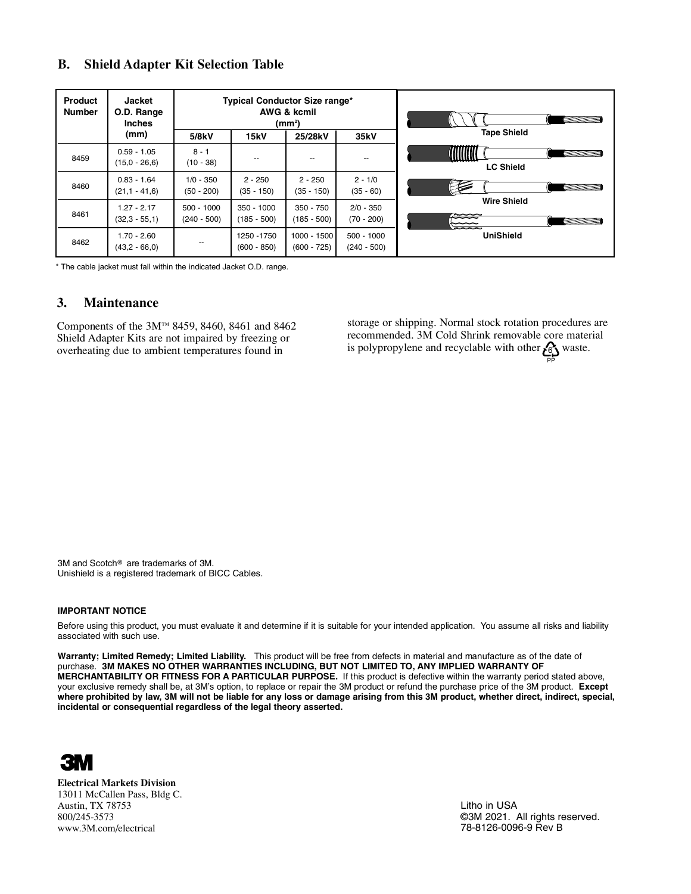## B. Shield Adapter Kit Selection Table

| Product Number | Jacket O.D. Range Inches (mm) | Typical Conductor Size range* AWG & kcmil (mm²) | | | |
|---|---|---|---|---|---|
| | | 5/8kV | 15kV | 25/28kV | 35kV |
| 8459 | 0.59 - 1.05 (15,0 - 26,6) | 8 - 1 (10 - 38) | -- | -- | -- |
| 8460 | 0.83 - 1.64 (21,1 - 41,6) | 1/0 - 350 (50 - 200) | 2 - 250 (35 - 150) | 2 - 250 (35 - 150) | 2 - 1/0 (35 - 60) |
| 8461 | 1.27 - 2.17 (32,3 - 55,1) | 500 - 1000 (240 - 500) | 350 - 1000 (185 - 500) | 350 - 750 (185 - 500) | 2/0 - 350 (70 - 200) |
| 8462 | 1.70 - 2.60 (43,2 - 66,0) | -- | 1250 -1750 (600 - 850) | 1000 - 1500 (600 - 725) | 500 - 1000 (240 - 500) |

Tape Shield

LC Shield

Wire Shield

UniShield

\* The cable jacket must fall within the indicated Jacket O.D. range.

## 3. Maintenance

Components of the 3M™ 8459, 8460, 8461 and 8462 Shield Adapter Kits are not impaired by freezing or overheating due to ambient temperatures found in storage or shipping. Normal stock rotation procedures are recommended. 3M Cold Shrink removable core material is polypropylene and recyclable with other ♷ (6, PP) waste.

3M and Scotch® are trademarks of 3M.
Unishield is a registered trademark of BICC Cables.

**IMPORTANT NOTICE**

Before using this product, you must evaluate it and determine if it is suitable for your intended application. You assume all risks and liability associated with such use.

**Warranty; Limited Remedy; Limited Liability.** This product will be free from defects in material and manufacture as of the date of purchase. **3M MAKES NO OTHER WARRANTIES INCLUDING, BUT NOT LIMITED TO, ANY IMPLIED WARRANTY OF MERCHANTABILITY OR FITNESS FOR A PARTICULAR PURPOSE.** If this product is defective within the warranty period stated above, your exclusive remedy shall be, at 3M's option, to replace or repair the 3M product or refund the purchase price of the 3M product. **Except where prohibited by law, 3M will not be liable for any loss or damage arising from this 3M product, whether direct, indirect, special, incidental or consequential regardless of the legal theory asserted.**

3M

**Electrical Markets Division**
13011 McCallen Pass, Bldg C.
Austin, TX 78753
800/245-3573
www.3M.com/electrical

Litho in USA
©3M 2021. All rights reserved.
78-8126-0096-9 Rev B